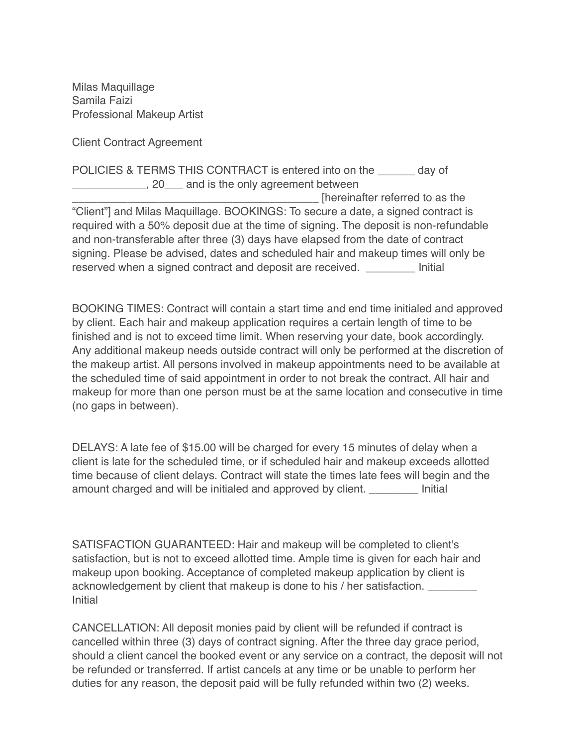Milas Maquillage
Samila Faizi
Professional Makeup Artist

Client Contract Agreement

POLICIES & TERMS THIS CONTRACT is entered into on the ______ day of ____________, 20___ and is the only agreement between __________________________________________ [hereinafter referred to as the "Client"] and Milas Maquillage. BOOKINGS: To secure a date, a signed contract is required with a 50% deposit due at the time of signing. The deposit is non-refundable and non-transferable after three (3) days have elapsed from the date of contract signing. Please be advised, dates and scheduled hair and makeup times will only be reserved when a signed contract and deposit are received. ________ Initial

BOOKING TIMES: Contract will contain a start time and end time initialed and approved by client. Each hair and makeup application requires a certain length of time to be finished and is not to exceed time limit. When reserving your date, book accordingly. Any additional makeup needs outside contract will only be performed at the discretion of the makeup artist. All persons involved in makeup appointments need to be available at the scheduled time of said appointment in order to not break the contract. All hair and makeup for more than one person must be at the same location and consecutive in time (no gaps in between).

DELAYS: A late fee of $15.00 will be charged for every 15 minutes of delay when a client is late for the scheduled time, or if scheduled hair and makeup exceeds allotted time because of client delays. Contract will state the times late fees will begin and the amount charged and will be initialed and approved by client. ________ Initial

SATISFACTION GUARANTEED: Hair and makeup will be completed to client's satisfaction, but is not to exceed allotted time. Ample time is given for each hair and makeup upon booking. Acceptance of completed makeup application by client is acknowledgement by client that makeup is done to his / her satisfaction. ________ Initial

CANCELLATION: All deposit monies paid by client will be refunded if contract is cancelled within three (3) days of contract signing. After the three day grace period, should a client cancel the booked event or any service on a contract, the deposit will not be refunded or transferred. If artist cancels at any time or be unable to perform her duties for any reason, the deposit paid will be fully refunded within two (2) weeks.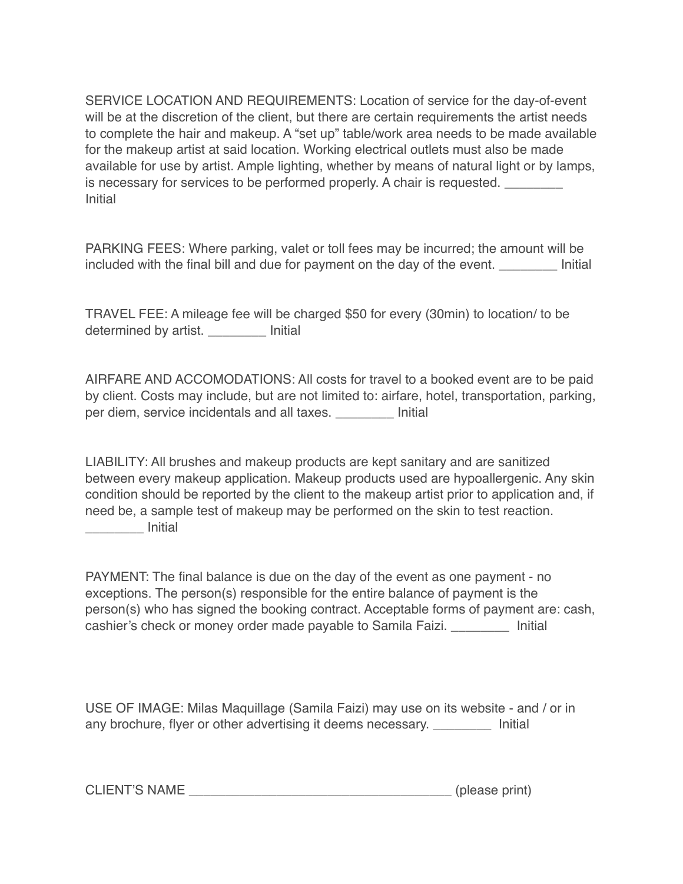SERVICE LOCATION AND REQUIREMENTS: Location of service for the day-of-event will be at the discretion of the client, but there are certain requirements the artist needs to complete the hair and makeup. A "set up" table/work area needs to be made available for the makeup artist at said location. Working electrical outlets must also be made available for use by artist. Ample lighting, whether by means of natural light or by lamps, is necessary for services to be performed properly. A chair is requested. ________ Initial

PARKING FEES: Where parking, valet or toll fees may be incurred; the amount will be included with the final bill and due for payment on the day of the event. ________ Initial

TRAVEL FEE: A mileage fee will be charged $50 for every (30min) to location/ to be determined by artist. ________ Initial

AIRFARE AND ACCOMODATIONS: All costs for travel to a booked event are to be paid by client. Costs may include, but are not limited to: airfare, hotel, transportation, parking, per diem, service incidentals and all taxes. ________ Initial

LIABILITY: All brushes and makeup products are kept sanitary and are sanitized between every makeup application. Makeup products used are hypoallergenic. Any skin condition should be reported by the client to the makeup artist prior to application and, if need be, a sample test of makeup may be performed on the skin to test reaction. ________ Initial

PAYMENT: The final balance is due on the day of the event as one payment - no exceptions. The person(s) responsible for the entire balance of payment is the person(s) who has signed the booking contract. Acceptable forms of payment are: cash, cashier's check or money order made payable to Samila Faizi. ________ Initial

USE OF IMAGE: Milas Maquillage (Samila Faizi) may use on its website - and / or in any brochure, flyer or other advertising it deems necessary. ________ Initial

CLIENT'S NAME ____________________________________ (please print)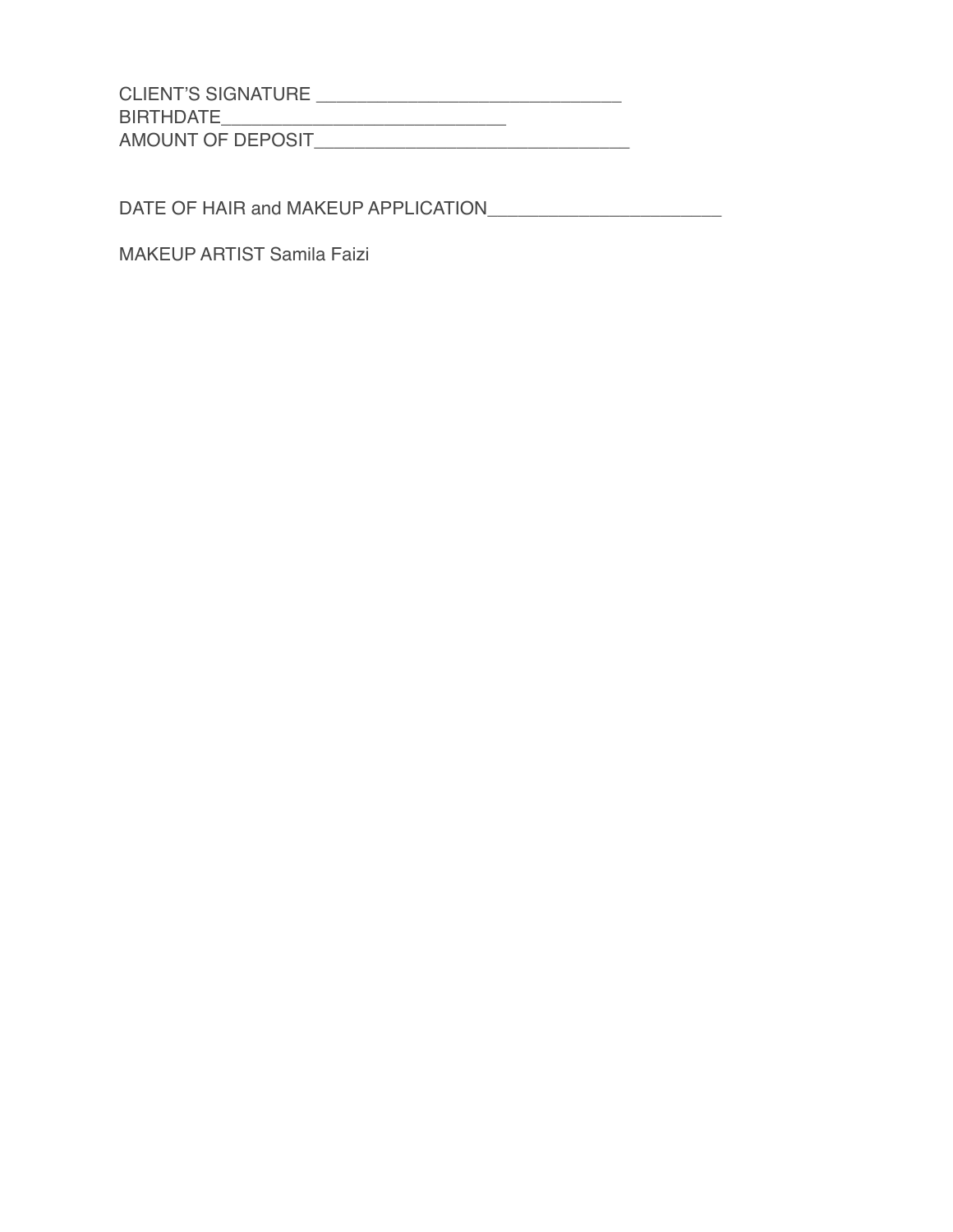CLIENT'S SIGNATURE _______________________________
BIRTHDATE_____________________________
AMOUNT OF DEPOSIT________________________________

DATE OF HAIR and MAKEUP APPLICATION________________________

MAKEUP ARTIST Samila Faizi